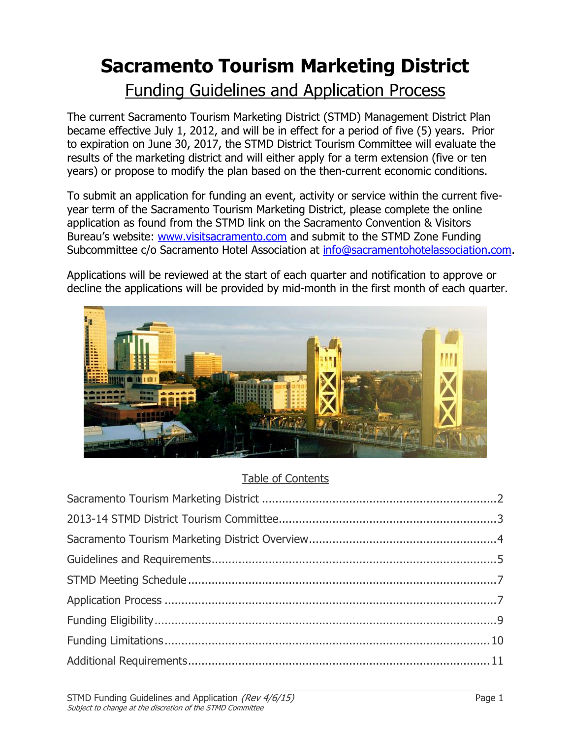# Sacramento Tourism Marketing District

## Funding Guidelines and Application Process

The current Sacramento Tourism Marketing District (STMD) Management District Plan became effective July 1, 2012, and will be in effect for a period of five (5) years. Prior to expiration on June 30, 2017, the STMD District Tourism Committee will evaluate the results of the marketing district and will either apply for a term extension (five or ten years) or propose to modify the plan based on the then-current economic conditions.

To submit an application for funding an event, activity or service within the current five-year term of the Sacramento Tourism Marketing District, please complete the online application as found from the STMD link on the Sacramento Convention & Visitors Bureau's website: www.visitsacramento.com and submit to the STMD Zone Funding Subcommittee c/o Sacramento Hotel Association at info@sacramentohotelassociation.com.

Applications will be reviewed at the start of each quarter and notification to approve or decline the applications will be provided by mid-month in the first month of each quarter.

### Table of Contents

- Sacramento Tourism Marketing District ..... 2
- 2013-14 STMD District Tourism Committee ..... 3
- Sacramento Tourism Marketing District Overview ..... 4
- Guidelines and Requirements ..... 5
- STMD Meeting Schedule ..... 7
- Application Process ..... 7
- Funding Eligibility ..... 9
- Funding Limitations ..... 10
- Additional Requirements ..... 11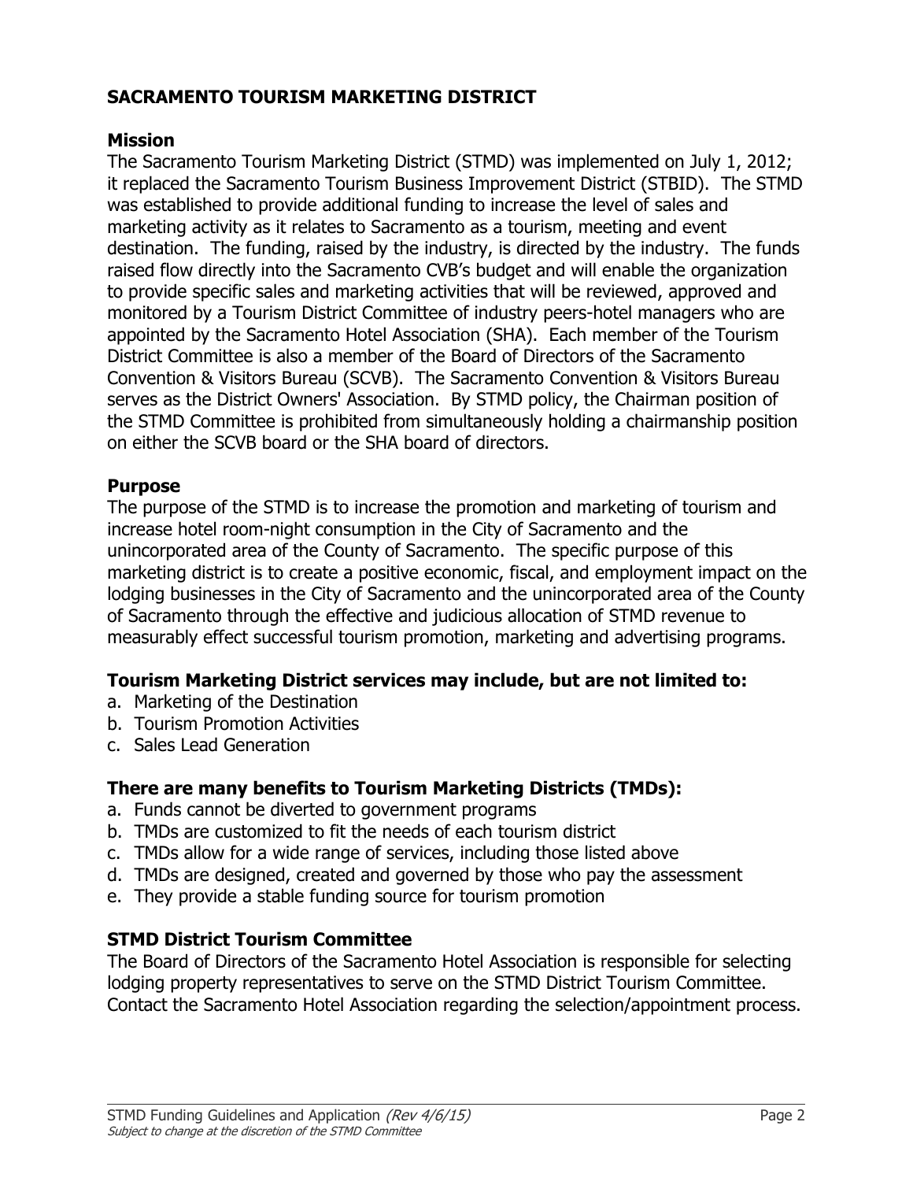## SACRAMENTO TOURISM MARKETING DISTRICT

### Mission

The Sacramento Tourism Marketing District (STMD) was implemented on July 1, 2012; it replaced the Sacramento Tourism Business Improvement District (STBID). The STMD was established to provide additional funding to increase the level of sales and marketing activity as it relates to Sacramento as a tourism, meeting and event destination. The funding, raised by the industry, is directed by the industry. The funds raised flow directly into the Sacramento CVB's budget and will enable the organization to provide specific sales and marketing activities that will be reviewed, approved and monitored by a Tourism District Committee of industry peers-hotel managers who are appointed by the Sacramento Hotel Association (SHA). Each member of the Tourism District Committee is also a member of the Board of Directors of the Sacramento Convention & Visitors Bureau (SCVB). The Sacramento Convention & Visitors Bureau serves as the District Owners' Association. By STMD policy, the Chairman position of the STMD Committee is prohibited from simultaneously holding a chairmanship position on either the SCVB board or the SHA board of directors.

### Purpose

The purpose of the STMD is to increase the promotion and marketing of tourism and increase hotel room-night consumption in the City of Sacramento and the unincorporated area of the County of Sacramento. The specific purpose of this marketing district is to create a positive economic, fiscal, and employment impact on the lodging businesses in the City of Sacramento and the unincorporated area of the County of Sacramento through the effective and judicious allocation of STMD revenue to measurably effect successful tourism promotion, marketing and advertising programs.

### Tourism Marketing District services may include, but are not limited to:

a. Marketing of the Destination
b. Tourism Promotion Activities
c. Sales Lead Generation

### There are many benefits to Tourism Marketing Districts (TMDs):

a. Funds cannot be diverted to government programs
b. TMDs are customized to fit the needs of each tourism district
c. TMDs allow for a wide range of services, including those listed above
d. TMDs are designed, created and governed by those who pay the assessment
e. They provide a stable funding source for tourism promotion

### STMD District Tourism Committee

The Board of Directors of the Sacramento Hotel Association is responsible for selecting lodging property representatives to serve on the STMD District Tourism Committee. Contact the Sacramento Hotel Association regarding the selection/appointment process.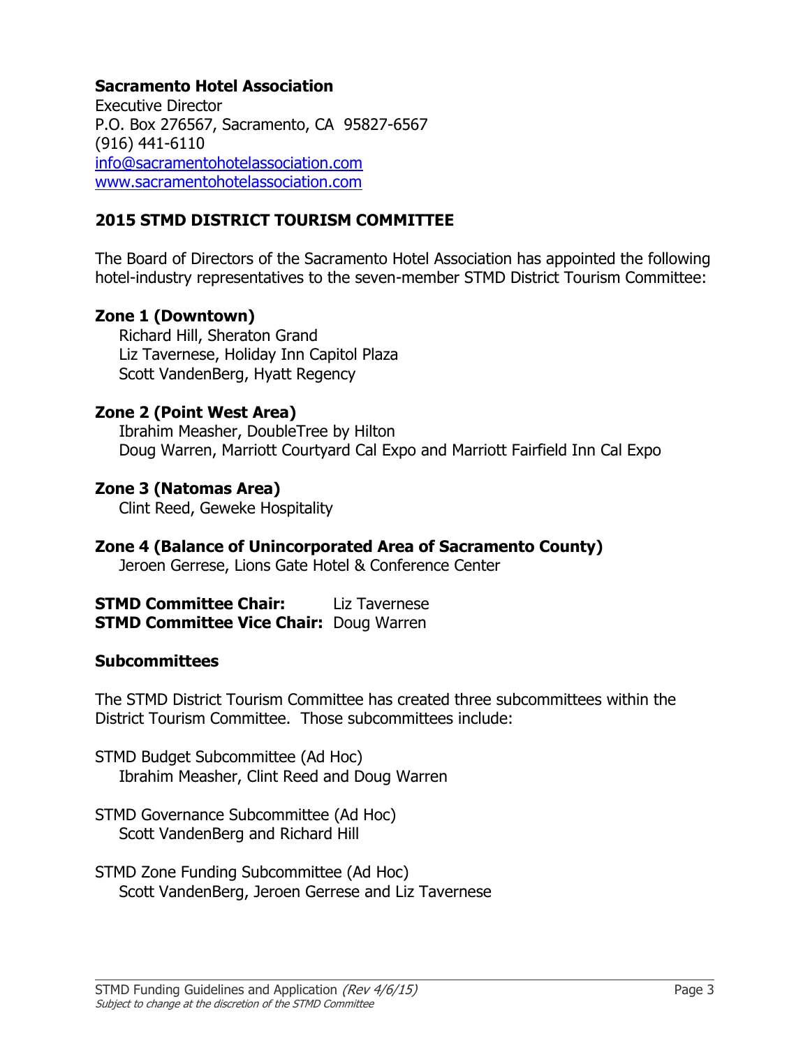**Sacramento Hotel Association**
Executive Director
P.O. Box 276567, Sacramento, CA 95827-6567
(916) 441-6110
info@sacramentohotelassociation.com
www.sacramentohotelassociation.com

## 2015 STMD DISTRICT TOURISM COMMITTEE

The Board of Directors of the Sacramento Hotel Association has appointed the following hotel-industry representatives to the seven-member STMD District Tourism Committee:

**Zone 1 (Downtown)**
Richard Hill, Sheraton Grand
Liz Tavernese, Holiday Inn Capitol Plaza
Scott VandenBerg, Hyatt Regency

**Zone 2 (Point West Area)**
Ibrahim Measher, DoubleTree by Hilton
Doug Warren, Marriott Courtyard Cal Expo and Marriott Fairfield Inn Cal Expo

**Zone 3 (Natomas Area)**
Clint Reed, Geweke Hospitality

**Zone 4 (Balance of Unincorporated Area of Sacramento County)**
Jeroen Gerrese, Lions Gate Hotel & Conference Center

**STMD Committee Chair:** Liz Tavernese
**STMD Committee Vice Chair:** Doug Warren

**Subcommittees**

The STMD District Tourism Committee has created three subcommittees within the District Tourism Committee. Those subcommittees include:

STMD Budget Subcommittee (Ad Hoc)
Ibrahim Measher, Clint Reed and Doug Warren

STMD Governance Subcommittee (Ad Hoc)
Scott VandenBerg and Richard Hill

STMD Zone Funding Subcommittee (Ad Hoc)
Scott VandenBerg, Jeroen Gerrese and Liz Tavernese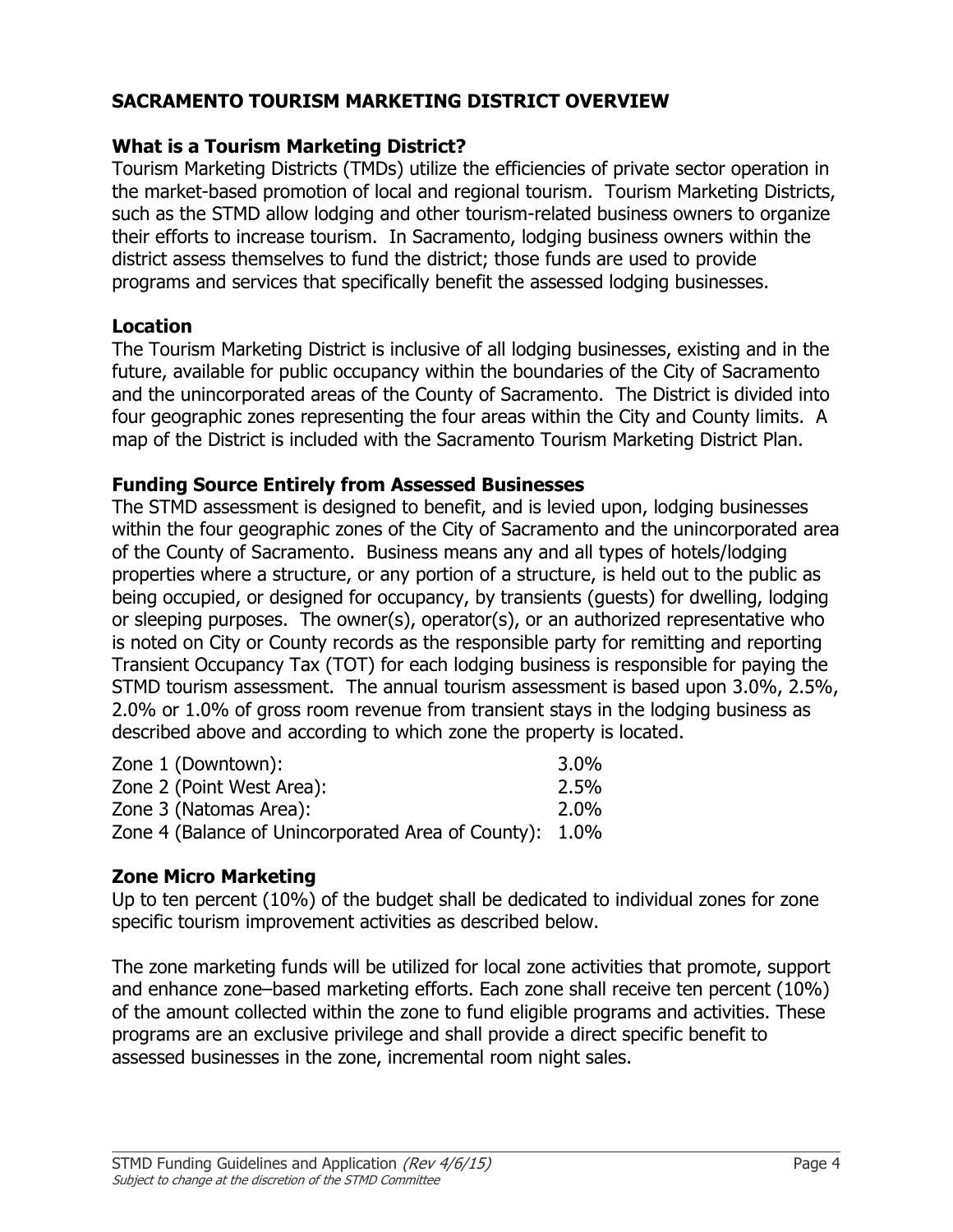## SACRAMENTO TOURISM MARKETING DISTRICT OVERVIEW

### What is a Tourism Marketing District?

Tourism Marketing Districts (TMDs) utilize the efficiencies of private sector operation in the market-based promotion of local and regional tourism. Tourism Marketing Districts, such as the STMD allow lodging and other tourism-related business owners to organize their efforts to increase tourism. In Sacramento, lodging business owners within the district assess themselves to fund the district; those funds are used to provide programs and services that specifically benefit the assessed lodging businesses.

### Location

The Tourism Marketing District is inclusive of all lodging businesses, existing and in the future, available for public occupancy within the boundaries of the City of Sacramento and the unincorporated areas of the County of Sacramento. The District is divided into four geographic zones representing the four areas within the City and County limits. A map of the District is included with the Sacramento Tourism Marketing District Plan.

### Funding Source Entirely from Assessed Businesses

The STMD assessment is designed to benefit, and is levied upon, lodging businesses within the four geographic zones of the City of Sacramento and the unincorporated area of the County of Sacramento. Business means any and all types of hotels/lodging properties where a structure, or any portion of a structure, is held out to the public as being occupied, or designed for occupancy, by transients (guests) for dwelling, lodging or sleeping purposes. The owner(s), operator(s), or an authorized representative who is noted on City or County records as the responsible party for remitting and reporting Transient Occupancy Tax (TOT) for each lodging business is responsible for paying the STMD tourism assessment. The annual tourism assessment is based upon 3.0%, 2.5%, 2.0% or 1.0% of gross room revenue from transient stays in the lodging business as described above and according to which zone the property is located.

| Zone | Rate |
|---|---|
| Zone 1 (Downtown): | 3.0% |
| Zone 2 (Point West Area): | 2.5% |
| Zone 3 (Natomas Area): | 2.0% |
| Zone 4 (Balance of Unincorporated Area of County): | 1.0% |

### Zone Micro Marketing

Up to ten percent (10%) of the budget shall be dedicated to individual zones for zone specific tourism improvement activities as described below.

The zone marketing funds will be utilized for local zone activities that promote, support and enhance zone–based marketing efforts. Each zone shall receive ten percent (10%) of the amount collected within the zone to fund eligible programs and activities. These programs are an exclusive privilege and shall provide a direct specific benefit to assessed businesses in the zone, incremental room night sales.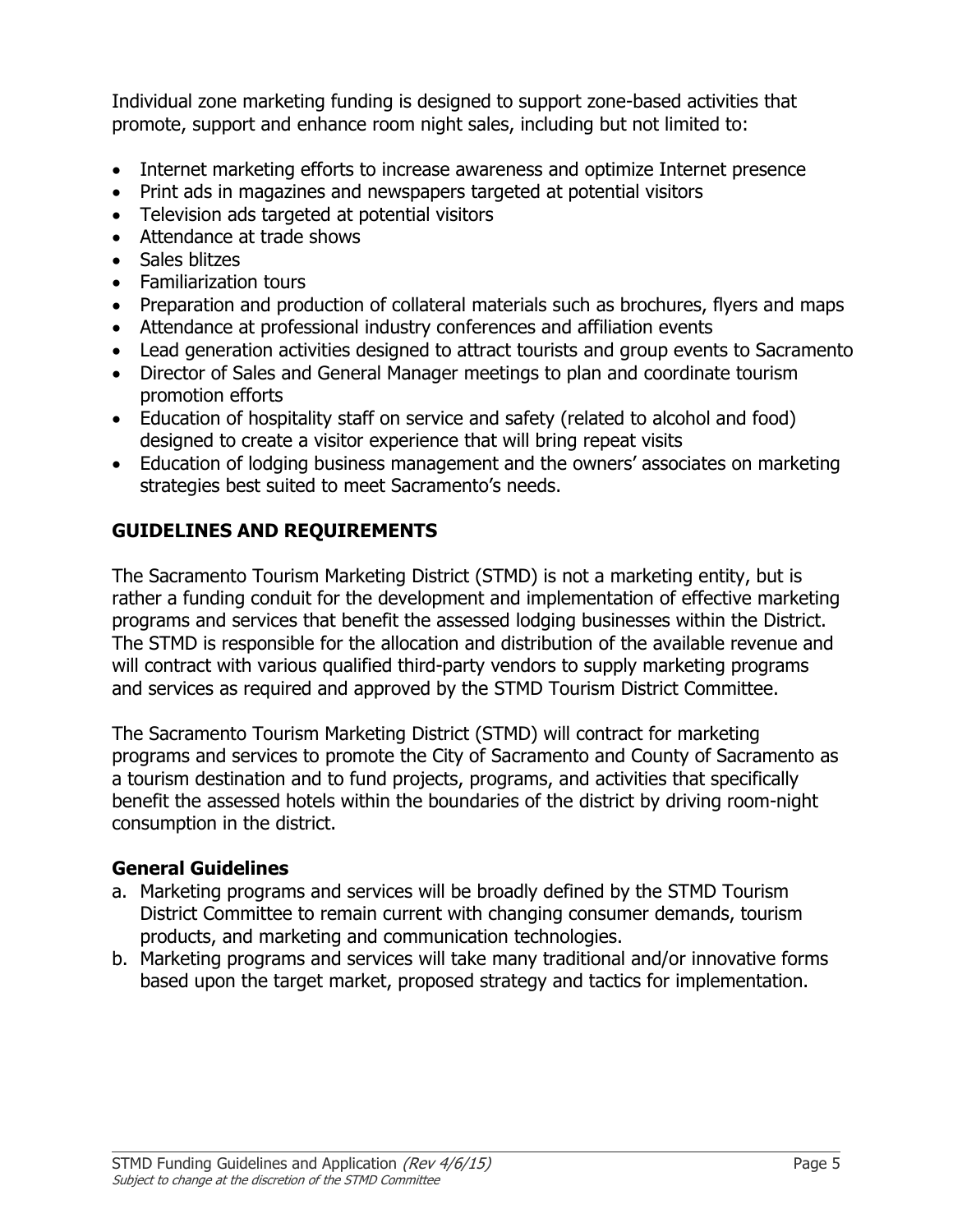Individual zone marketing funding is designed to support zone-based activities that promote, support and enhance room night sales, including but not limited to:

- Internet marketing efforts to increase awareness and optimize Internet presence
- Print ads in magazines and newspapers targeted at potential visitors
- Television ads targeted at potential visitors
- Attendance at trade shows
- Sales blitzes
- Familiarization tours
- Preparation and production of collateral materials such as brochures, flyers and maps
- Attendance at professional industry conferences and affiliation events
- Lead generation activities designed to attract tourists and group events to Sacramento
- Director of Sales and General Manager meetings to plan and coordinate tourism promotion efforts
- Education of hospitality staff on service and safety (related to alcohol and food) designed to create a visitor experience that will bring repeat visits
- Education of lodging business management and the owners' associates on marketing strategies best suited to meet Sacramento's needs.

## GUIDELINES AND REQUIREMENTS

The Sacramento Tourism Marketing District (STMD) is not a marketing entity, but is rather a funding conduit for the development and implementation of effective marketing programs and services that benefit the assessed lodging businesses within the District. The STMD is responsible for the allocation and distribution of the available revenue and will contract with various qualified third-party vendors to supply marketing programs and services as required and approved by the STMD Tourism District Committee.

The Sacramento Tourism Marketing District (STMD) will contract for marketing programs and services to promote the City of Sacramento and County of Sacramento as a tourism destination and to fund projects, programs, and activities that specifically benefit the assessed hotels within the boundaries of the district by driving room-night consumption in the district.

### General Guidelines

a. Marketing programs and services will be broadly defined by the STMD Tourism District Committee to remain current with changing consumer demands, tourism products, and marketing and communication technologies.
b. Marketing programs and services will take many traditional and/or innovative forms based upon the target market, proposed strategy and tactics for implementation.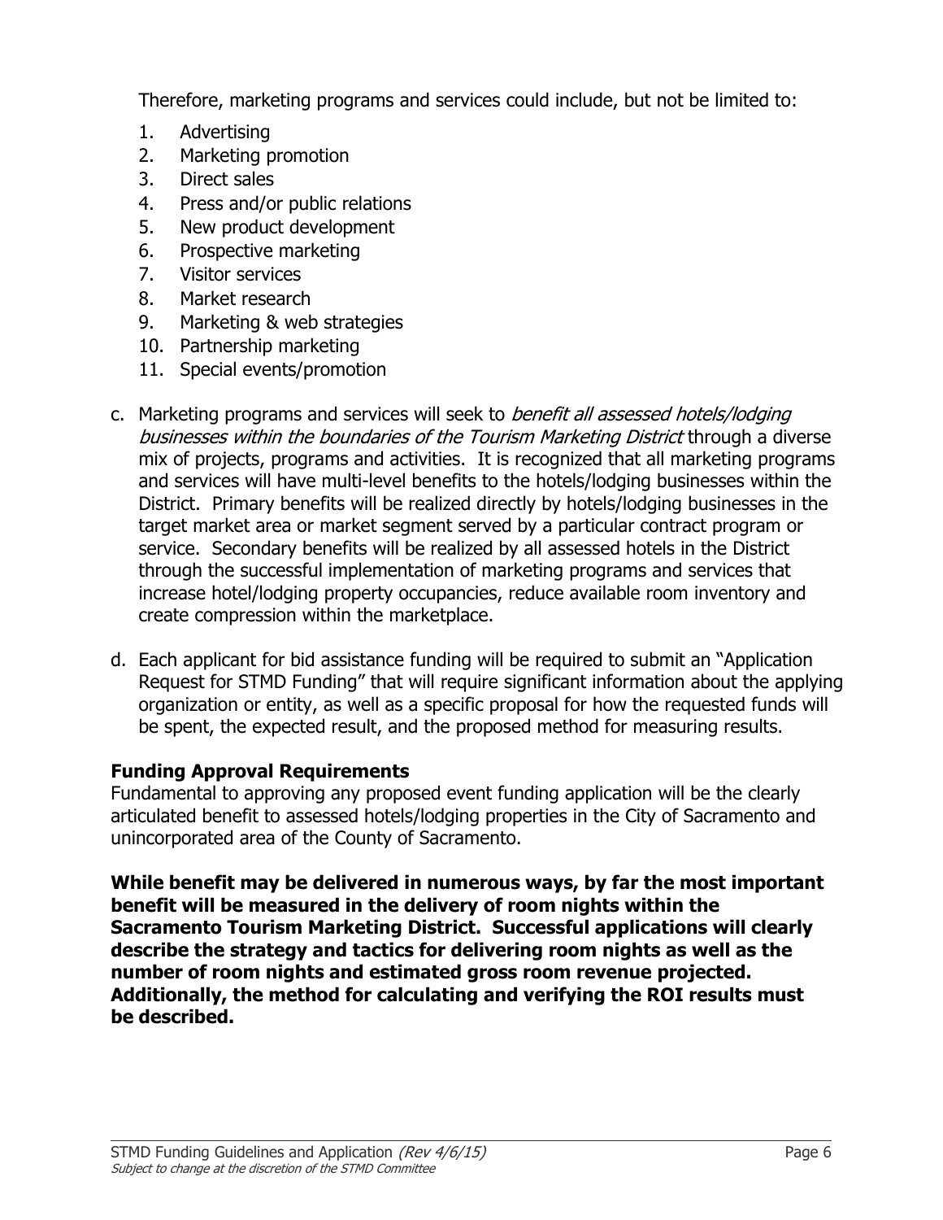Therefore, marketing programs and services could include, but not be limited to:

1. Advertising
2. Marketing promotion
3. Direct sales
4. Press and/or public relations
5. New product development
6. Prospective marketing
7. Visitor services
8. Market research
9. Marketing & web strategies
10. Partnership marketing
11. Special events/promotion

c. Marketing programs and services will seek to *benefit all assessed hotels/lodging businesses within the boundaries of the Tourism Marketing District* through a diverse mix of projects, programs and activities. It is recognized that all marketing programs and services will have multi-level benefits to the hotels/lodging businesses within the District. Primary benefits will be realized directly by hotels/lodging businesses in the target market area or market segment served by a particular contract program or service. Secondary benefits will be realized by all assessed hotels in the District through the successful implementation of marketing programs and services that increase hotel/lodging property occupancies, reduce available room inventory and create compression within the marketplace.

d. Each applicant for bid assistance funding will be required to submit an "Application Request for STMD Funding" that will require significant information about the applying organization or entity, as well as a specific proposal for how the requested funds will be spent, the expected result, and the proposed method for measuring results.

**Funding Approval Requirements**

Fundamental to approving any proposed event funding application will be the clearly articulated benefit to assessed hotels/lodging properties in the City of Sacramento and unincorporated area of the County of Sacramento.

**While benefit may be delivered in numerous ways, by far the most important benefit will be measured in the delivery of room nights within the Sacramento Tourism Marketing District. Successful applications will clearly describe the strategy and tactics for delivering room nights as well as the number of room nights and estimated gross room revenue projected. Additionally, the method for calculating and verifying the ROI results must be described.**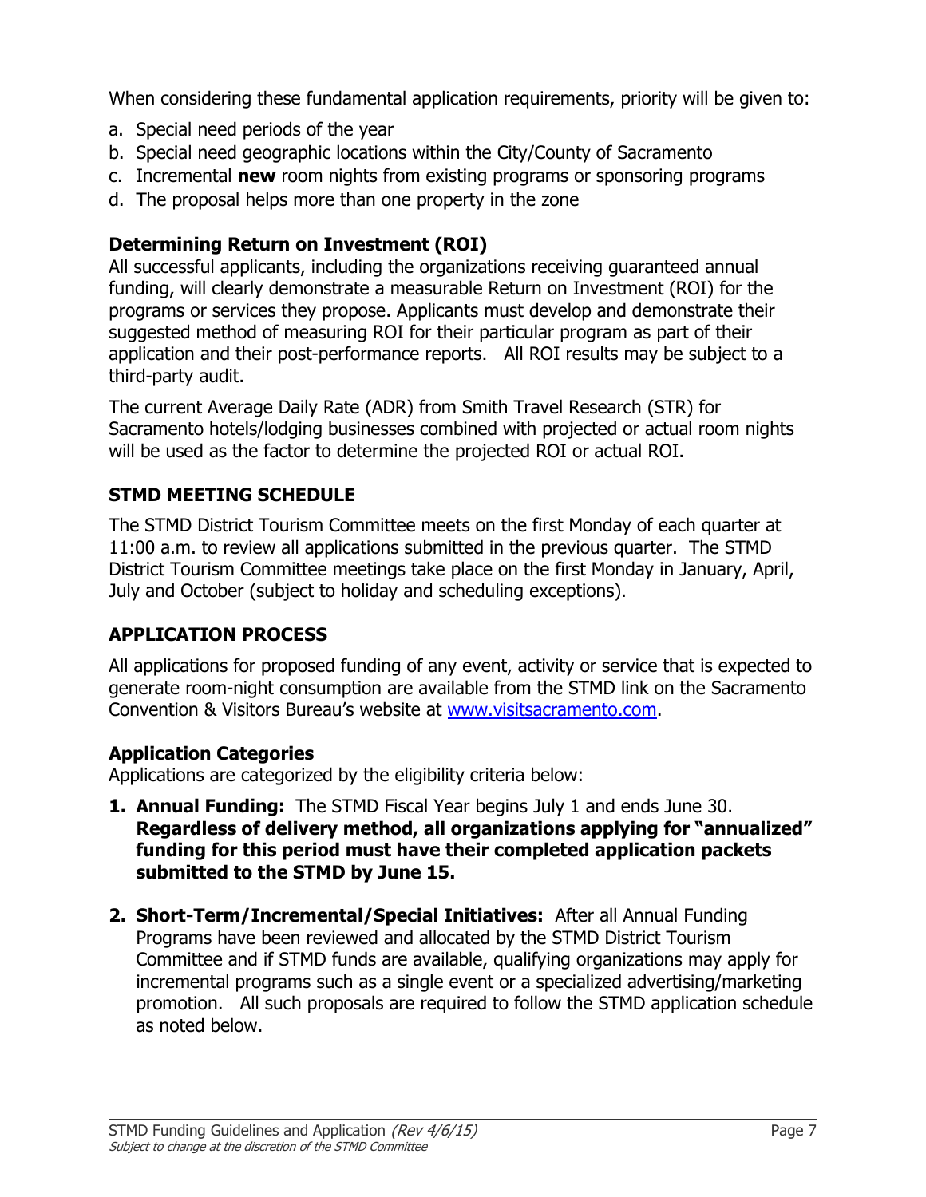When considering these fundamental application requirements, priority will be given to:

a. Special need periods of the year
b. Special need geographic locations within the City/County of Sacramento
c. Incremental **new** room nights from existing programs or sponsoring programs
d. The proposal helps more than one property in the zone

### Determining Return on Investment (ROI)

All successful applicants, including the organizations receiving guaranteed annual funding, will clearly demonstrate a measurable Return on Investment (ROI) for the programs or services they propose. Applicants must develop and demonstrate their suggested method of measuring ROI for their particular program as part of their application and their post-performance reports. All ROI results may be subject to a third-party audit.

The current Average Daily Rate (ADR) from Smith Travel Research (STR) for Sacramento hotels/lodging businesses combined with projected or actual room nights will be used as the factor to determine the projected ROI or actual ROI.

## STMD MEETING SCHEDULE

The STMD District Tourism Committee meets on the first Monday of each quarter at 11:00 a.m. to review all applications submitted in the previous quarter. The STMD District Tourism Committee meetings take place on the first Monday in January, April, July and October (subject to holiday and scheduling exceptions).

## APPLICATION PROCESS

All applications for proposed funding of any event, activity or service that is expected to generate room-night consumption are available from the STMD link on the Sacramento Convention & Visitors Bureau's website at [www.visitsacramento.com](http://www.visitsacramento.com).

### Application Categories

Applications are categorized by the eligibility criteria below:

1. **Annual Funding:** The STMD Fiscal Year begins July 1 and ends June 30. **Regardless of delivery method, all organizations applying for "annualized" funding for this period must have their completed application packets submitted to the STMD by June 15.**

2. **Short-Term/Incremental/Special Initiatives:** After all Annual Funding Programs have been reviewed and allocated by the STMD District Tourism Committee and if STMD funds are available, qualifying organizations may apply for incremental programs such as a single event or a specialized advertising/marketing promotion. All such proposals are required to follow the STMD application schedule as noted below.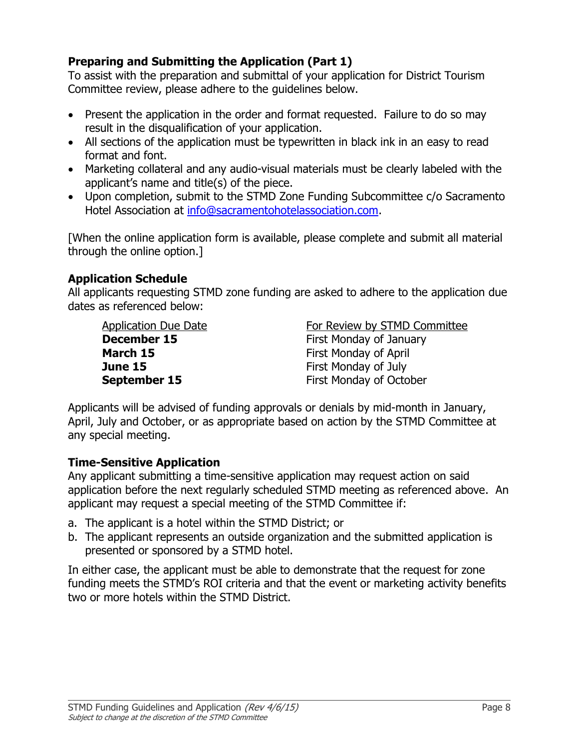**Preparing and Submitting the Application (Part 1)**

To assist with the preparation and submittal of your application for District Tourism Committee review, please adhere to the guidelines below.

- Present the application in the order and format requested. Failure to do so may result in the disqualification of your application.
- All sections of the application must be typewritten in black ink in an easy to read format and font.
- Marketing collateral and any audio-visual materials must be clearly labeled with the applicant's name and title(s) of the piece.
- Upon completion, submit to the STMD Zone Funding Subcommittee c/o Sacramento Hotel Association at info@sacramentohotelassociation.com.

[When the online application form is available, please complete and submit all material through the online option.]

**Application Schedule**

All applicants requesting STMD zone funding are asked to adhere to the application due dates as referenced below:

| Application Due Date | For Review by STMD Committee |
|---|---|
| **December 15** | First Monday of January |
| **March 15** | First Monday of April |
| **June 15** | First Monday of July |
| **September 15** | First Monday of October |

Applicants will be advised of funding approvals or denials by mid-month in January, April, July and October, or as appropriate based on action by the STMD Committee at any special meeting.

**Time-Sensitive Application**

Any applicant submitting a time-sensitive application may request action on said application before the next regularly scheduled STMD meeting as referenced above. An applicant may request a special meeting of the STMD Committee if:

a. The applicant is a hotel within the STMD District; or
b. The applicant represents an outside organization and the submitted application is presented or sponsored by a STMD hotel.

In either case, the applicant must be able to demonstrate that the request for zone funding meets the STMD's ROI criteria and that the event or marketing activity benefits two or more hotels within the STMD District.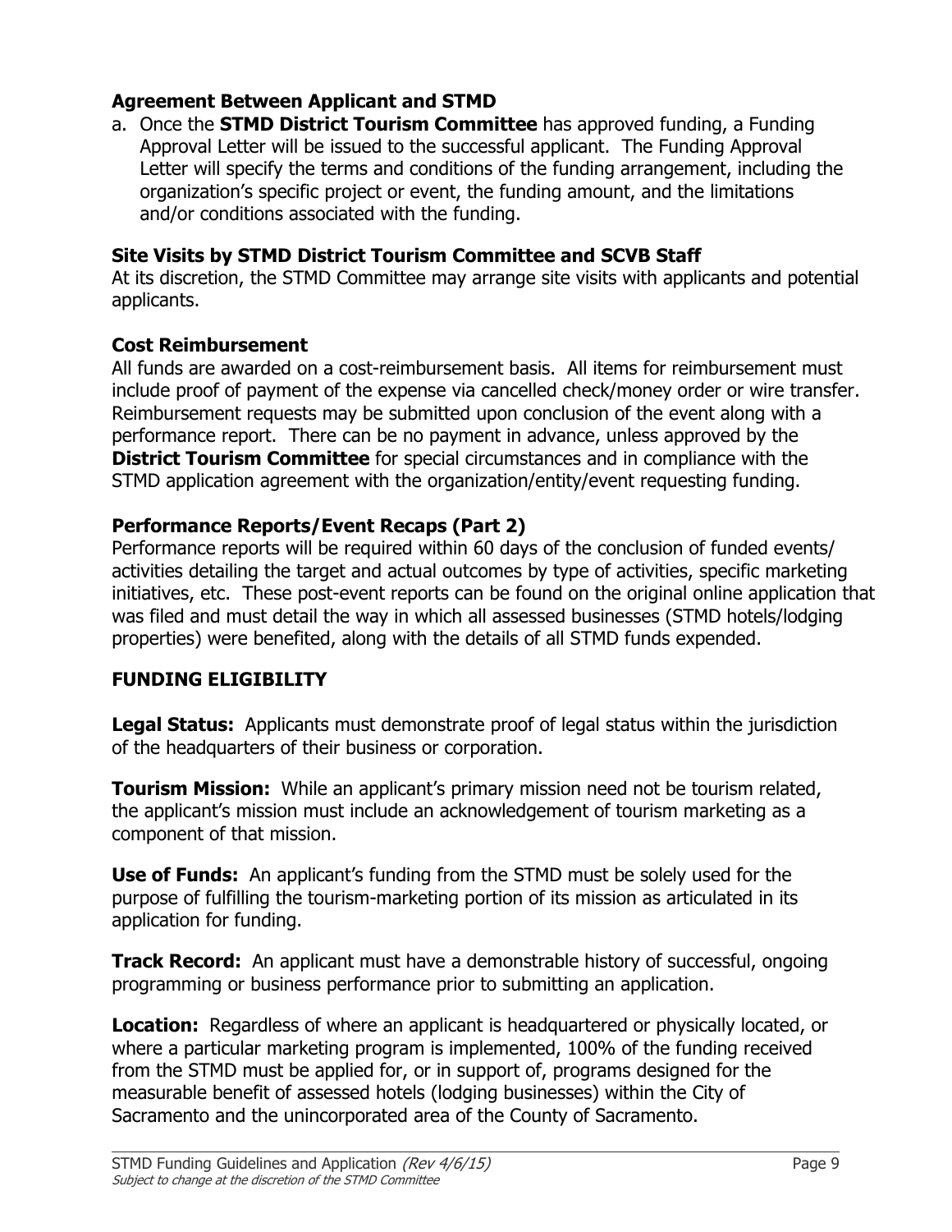### Agreement Between Applicant and STMD

a. Once the **STMD District Tourism Committee** has approved funding, a Funding Approval Letter will be issued to the successful applicant. The Funding Approval Letter will specify the terms and conditions of the funding arrangement, including the organization's specific project or event, the funding amount, and the limitations and/or conditions associated with the funding.

### Site Visits by STMD District Tourism Committee and SCVB Staff

At its discretion, the STMD Committee may arrange site visits with applicants and potential applicants.

### Cost Reimbursement

All funds are awarded on a cost-reimbursement basis. All items for reimbursement must include proof of payment of the expense via cancelled check/money order or wire transfer. Reimbursement requests may be submitted upon conclusion of the event along with a performance report. There can be no payment in advance, unless approved by the **District Tourism Committee** for special circumstances and in compliance with the STMD application agreement with the organization/entity/event requesting funding.

### Performance Reports/Event Recaps (Part 2)

Performance reports will be required within 60 days of the conclusion of funded events/ activities detailing the target and actual outcomes by type of activities, specific marketing initiatives, etc. These post-event reports can be found on the original online application that was filed and must detail the way in which all assessed businesses (STMD hotels/lodging properties) were benefited, along with the details of all STMD funds expended.

## FUNDING ELIGIBILITY

**Legal Status:** Applicants must demonstrate proof of legal status within the jurisdiction of the headquarters of their business or corporation.

**Tourism Mission:** While an applicant's primary mission need not be tourism related, the applicant's mission must include an acknowledgement of tourism marketing as a component of that mission.

**Use of Funds:** An applicant's funding from the STMD must be solely used for the purpose of fulfilling the tourism-marketing portion of its mission as articulated in its application for funding.

**Track Record:** An applicant must have a demonstrable history of successful, ongoing programming or business performance prior to submitting an application.

**Location:** Regardless of where an applicant is headquartered or physically located, or where a particular marketing program is implemented, 100% of the funding received from the STMD must be applied for, or in support of, programs designed for the measurable benefit of assessed hotels (lodging businesses) within the City of Sacramento and the unincorporated area of the County of Sacramento.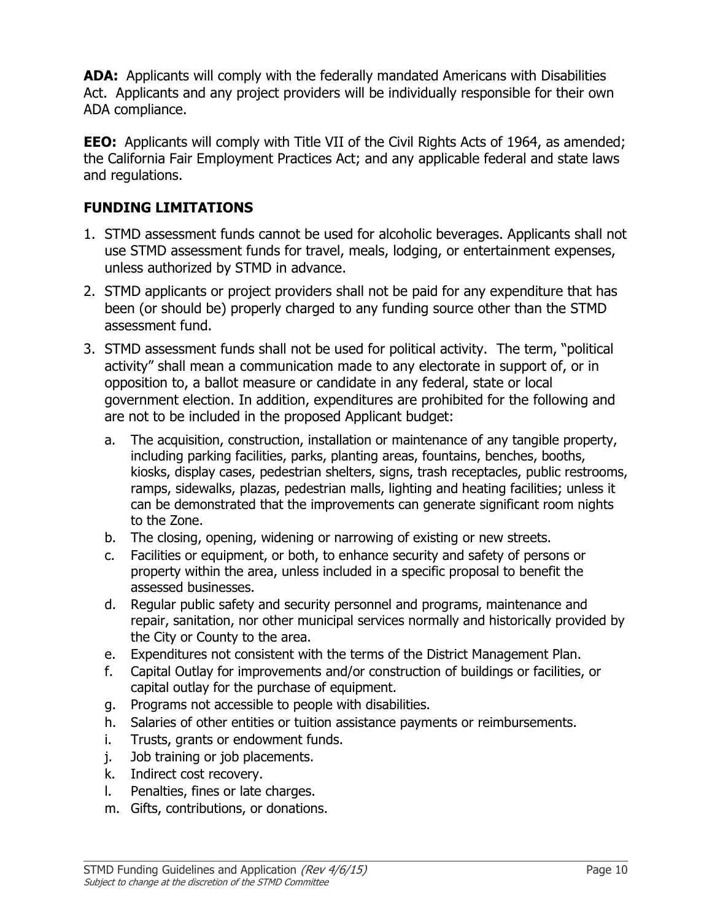**ADA:** Applicants will comply with the federally mandated Americans with Disabilities Act. Applicants and any project providers will be individually responsible for their own ADA compliance.

**EEO:** Applicants will comply with Title VII of the Civil Rights Acts of 1964, as amended; the California Fair Employment Practices Act; and any applicable federal and state laws and regulations.

## FUNDING LIMITATIONS

1. STMD assessment funds cannot be used for alcoholic beverages. Applicants shall not use STMD assessment funds for travel, meals, lodging, or entertainment expenses, unless authorized by STMD in advance.
2. STMD applicants or project providers shall not be paid for any expenditure that has been (or should be) properly charged to any funding source other than the STMD assessment fund.
3. STMD assessment funds shall not be used for political activity. The term, "political activity" shall mean a communication made to any electorate in support of, or in opposition to, a ballot measure or candidate in any federal, state or local government election. In addition, expenditures are prohibited for the following and are not to be included in the proposed Applicant budget:
   a. The acquisition, construction, installation or maintenance of any tangible property, including parking facilities, parks, planting areas, fountains, benches, booths, kiosks, display cases, pedestrian shelters, signs, trash receptacles, public restrooms, ramps, sidewalks, plazas, pedestrian malls, lighting and heating facilities; unless it can be demonstrated that the improvements can generate significant room nights to the Zone.
   b. The closing, opening, widening or narrowing of existing or new streets.
   c. Facilities or equipment, or both, to enhance security and safety of persons or property within the area, unless included in a specific proposal to benefit the assessed businesses.
   d. Regular public safety and security personnel and programs, maintenance and repair, sanitation, nor other municipal services normally and historically provided by the City or County to the area.
   e. Expenditures not consistent with the terms of the District Management Plan.
   f. Capital Outlay for improvements and/or construction of buildings or facilities, or capital outlay for the purchase of equipment.
   g. Programs not accessible to people with disabilities.
   h. Salaries of other entities or tuition assistance payments or reimbursements.
   i. Trusts, grants or endowment funds.
   j. Job training or job placements.
   k. Indirect cost recovery.
   l. Penalties, fines or late charges.
   m. Gifts, contributions, or donations.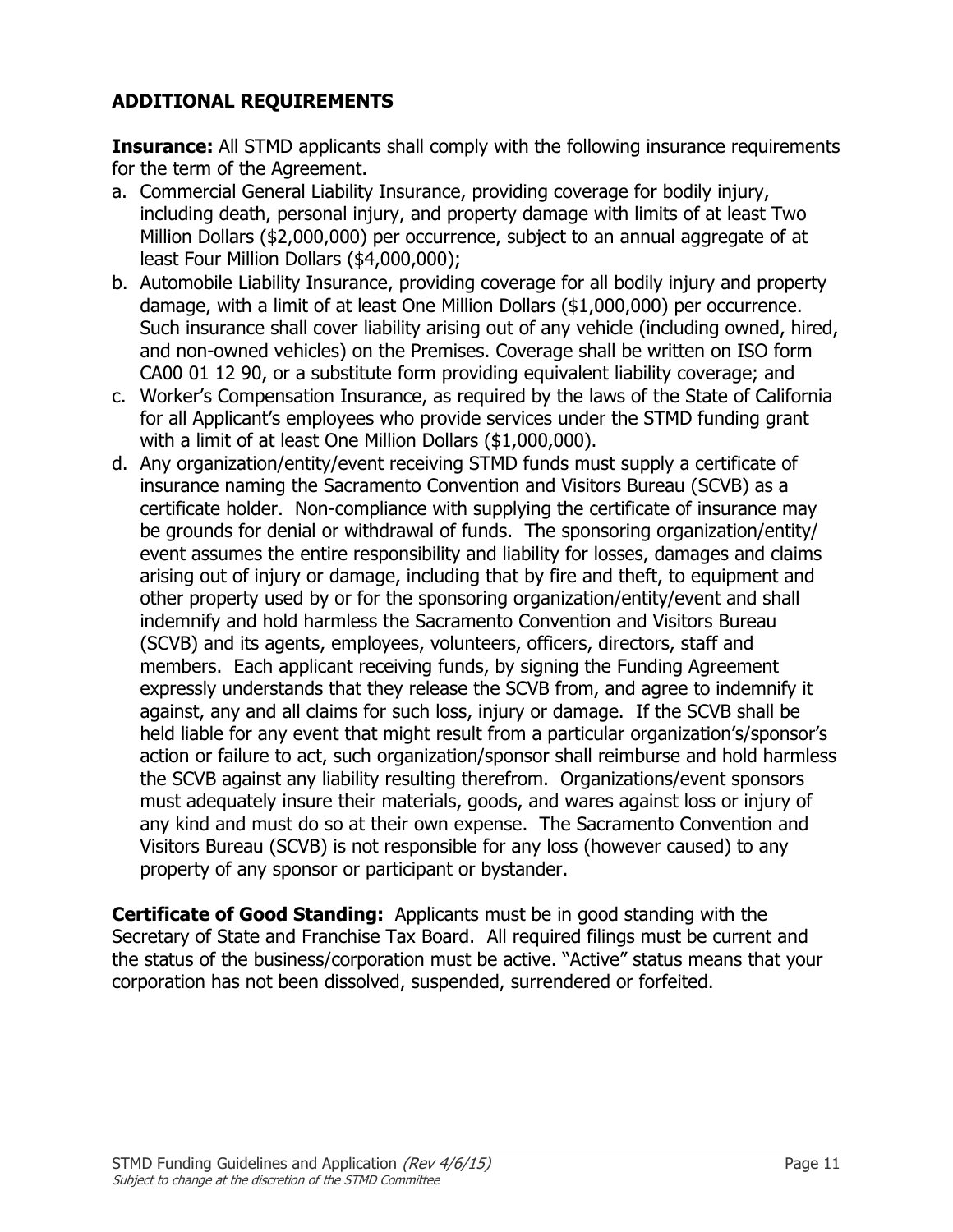## ADDITIONAL REQUIREMENTS

**Insurance:** All STMD applicants shall comply with the following insurance requirements for the term of the Agreement.

a. Commercial General Liability Insurance, providing coverage for bodily injury, including death, personal injury, and property damage with limits of at least Two Million Dollars ($2,000,000) per occurrence, subject to an annual aggregate of at least Four Million Dollars ($4,000,000);
b. Automobile Liability Insurance, providing coverage for all bodily injury and property damage, with a limit of at least One Million Dollars ($1,000,000) per occurrence. Such insurance shall cover liability arising out of any vehicle (including owned, hired, and non-owned vehicles) on the Premises. Coverage shall be written on ISO form CA00 01 12 90, or a substitute form providing equivalent liability coverage; and
c. Worker's Compensation Insurance, as required by the laws of the State of California for all Applicant's employees who provide services under the STMD funding grant with a limit of at least One Million Dollars ($1,000,000).
d. Any organization/entity/event receiving STMD funds must supply a certificate of insurance naming the Sacramento Convention and Visitors Bureau (SCVB) as a certificate holder. Non-compliance with supplying the certificate of insurance may be grounds for denial or withdrawal of funds. The sponsoring organization/entity/event assumes the entire responsibility and liability for losses, damages and claims arising out of injury or damage, including that by fire and theft, to equipment and other property used by or for the sponsoring organization/entity/event and shall indemnify and hold harmless the Sacramento Convention and Visitors Bureau (SCVB) and its agents, employees, volunteers, officers, directors, staff and members. Each applicant receiving funds, by signing the Funding Agreement expressly understands that they release the SCVB from, and agree to indemnify it against, any and all claims for such loss, injury or damage. If the SCVB shall be held liable for any event that might result from a particular organization's/sponsor's action or failure to act, such organization/sponsor shall reimburse and hold harmless the SCVB against any liability resulting therefrom. Organizations/event sponsors must adequately insure their materials, goods, and wares against loss or injury of any kind and must do so at their own expense. The Sacramento Convention and Visitors Bureau (SCVB) is not responsible for any loss (however caused) to any property of any sponsor or participant or bystander.

**Certificate of Good Standing:** Applicants must be in good standing with the Secretary of State and Franchise Tax Board. All required filings must be current and the status of the business/corporation must be active. "Active" status means that your corporation has not been dissolved, suspended, surrendered or forfeited.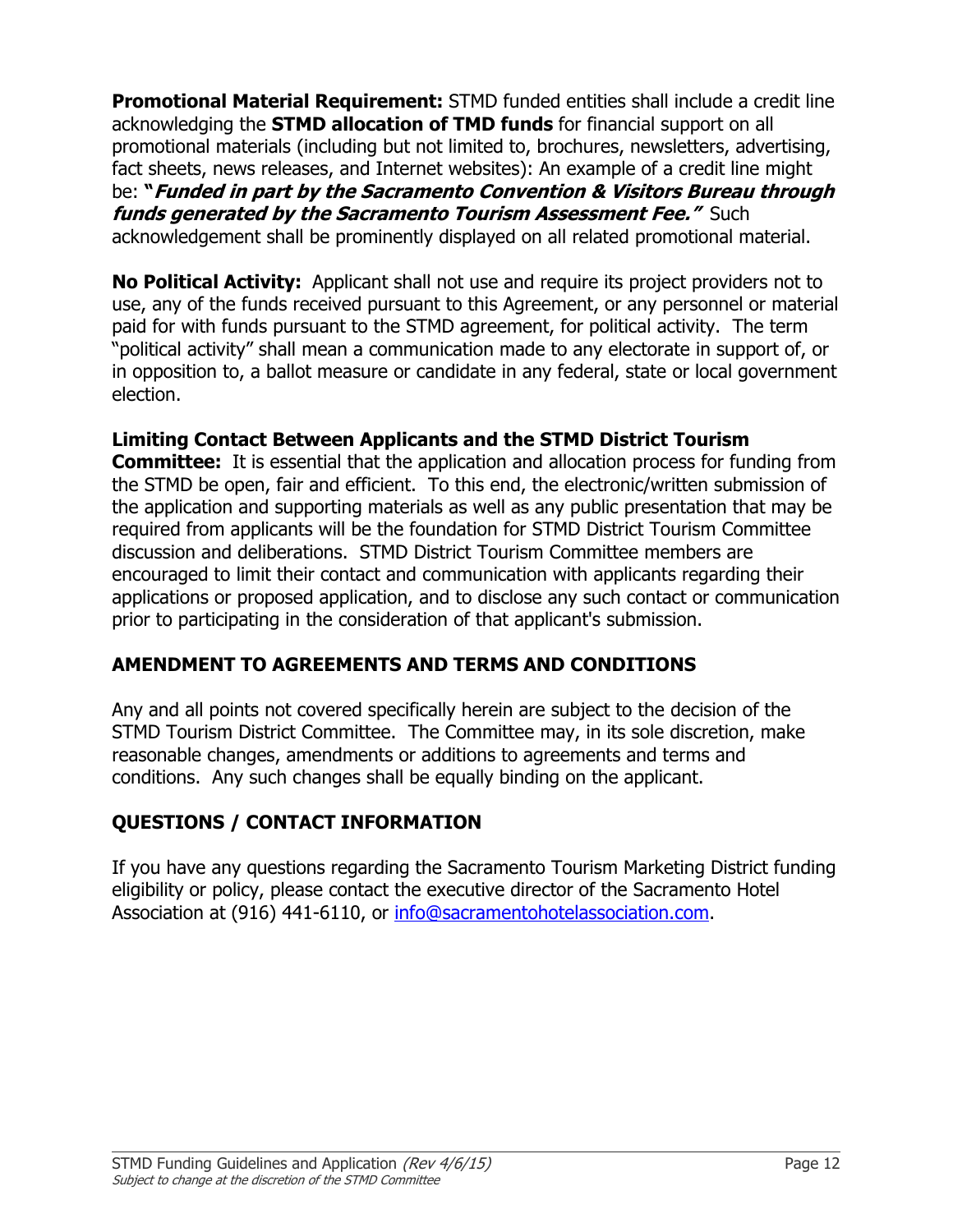**Promotional Material Requirement:** STMD funded entities shall include a credit line acknowledging the **STMD allocation of TMD funds** for financial support on all promotional materials (including but not limited to, brochures, newsletters, advertising, fact sheets, news releases, and Internet websites): An example of a credit line might be: **"*Funded in part by the Sacramento Convention & Visitors Bureau through funds generated by the Sacramento Tourism Assessment Fee.*"** Such acknowledgement shall be prominently displayed on all related promotional material.

**No Political Activity:** Applicant shall not use and require its project providers not to use, any of the funds received pursuant to this Agreement, or any personnel or material paid for with funds pursuant to the STMD agreement, for political activity. The term "political activity" shall mean a communication made to any electorate in support of, or in opposition to, a ballot measure or candidate in any federal, state or local government election.

**Limiting Contact Between Applicants and the STMD District Tourism Committee:** It is essential that the application and allocation process for funding from the STMD be open, fair and efficient. To this end, the electronic/written submission of the application and supporting materials as well as any public presentation that may be required from applicants will be the foundation for STMD District Tourism Committee discussion and deliberations. STMD District Tourism Committee members are encouraged to limit their contact and communication with applicants regarding their applications or proposed application, and to disclose any such contact or communication prior to participating in the consideration of that applicant's submission.

## AMENDMENT TO AGREEMENTS AND TERMS AND CONDITIONS

Any and all points not covered specifically herein are subject to the decision of the STMD Tourism District Committee. The Committee may, in its sole discretion, make reasonable changes, amendments or additions to agreements and terms and conditions. Any such changes shall be equally binding on the applicant.

## QUESTIONS / CONTACT INFORMATION

If you have any questions regarding the Sacramento Tourism Marketing District funding eligibility or policy, please contact the executive director of the Sacramento Hotel Association at (916) 441-6110, or info@sacramentohotelassociation.com.